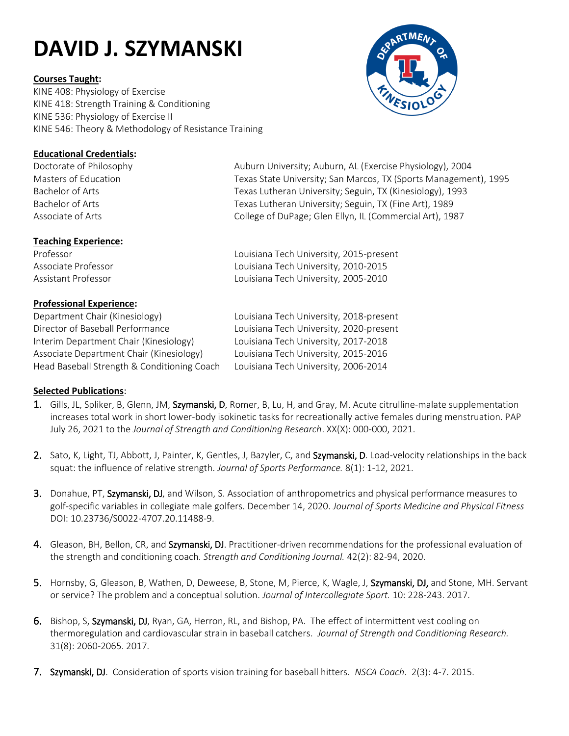# DAVID J. SZYMANSKI

**Courses Taught:**

KINE 408: Physiology of Exercise
KINE 418: Strength Training & Conditioning
KINE 536: Physiology of Exercise II
KINE 546: Theory & Methodology of Resistance Training

**Educational Credentials:**

| | |
|---|---|
| Doctorate of Philosophy | Auburn University; Auburn, AL (Exercise Physiology), 2004 |
| Masters of Education | Texas State University; San Marcos, TX (Sports Management), 1995 |
| Bachelor of Arts | Texas Lutheran University; Seguin, TX (Kinesiology), 1993 |
| Bachelor of Arts | Texas Lutheran University; Seguin, TX (Fine Art), 1989 |
| Associate of Arts | College of DuPage; Glen Ellyn, IL (Commercial Art), 1987 |

**Teaching Experience:**

| | |
|---|---|
| Professor | Louisiana Tech University, 2015-present |
| Associate Professor | Louisiana Tech University, 2010-2015 |
| Assistant Professor | Louisiana Tech University, 2005-2010 |

**Professional Experience:**

| | |
|---|---|
| Department Chair (Kinesiology) | Louisiana Tech University, 2018-present |
| Director of Baseball Performance | Louisiana Tech University, 2020-present |
| Interim Department Chair (Kinesiology) | Louisiana Tech University, 2017-2018 |
| Associate Department Chair (Kinesiology) | Louisiana Tech University, 2015-2016 |
| Head Baseball Strength & Conditioning Coach | Louisiana Tech University, 2006-2014 |

**Selected Publications:**

1. Gills, JL, Spliker, B, Glenn, JM, **Szymanski, D**, Romer, B, Lu, H, and Gray, M. Acute citrulline-malate supplementation increases total work in short lower-body isokinetic tasks for recreationally active females during menstruation. PAP July 26, 2021 to the *Journal of Strength and Conditioning Research*. XX(X): 000-000, 2021.

2. Sato, K, Light, TJ, Abbott, J, Painter, K, Gentles, J, Bazyler, C, and **Szymanski, D**. Load-velocity relationships in the back squat: the influence of relative strength. *Journal of Sports Performance.* 8(1): 1-12, 2021.

3. Donahue, PT, **Szymanski, DJ**, and Wilson, S. Association of anthropometrics and physical performance measures to golf-specific variables in collegiate male golfers. December 14, 2020. *Journal of Sports Medicine and Physical Fitness* DOI: 10.23736/S0022-4707.20.11488-9.

4. Gleason, BH, Bellon, CR, and **Szymanski, DJ**. Practitioner-driven recommendations for the professional evaluation of the strength and conditioning coach. *Strength and Conditioning Journal.* 42(2): 82-94, 2020.

5. Hornsby, G, Gleason, B, Wathen, D, Deweese, B, Stone, M, Pierce, K, Wagle, J, **Szymanski, DJ,** and Stone, MH. Servant or service? The problem and a conceptual solution. *Journal of Intercollegiate Sport.* 10: 228-243. 2017.

6. Bishop, S, **Szymanski, DJ**, Ryan, GA, Herron, RL, and Bishop, PA. The effect of intermittent vest cooling on thermoregulation and cardiovascular strain in baseball catchers. *Journal of Strength and Conditioning Research.* 31(8): 2060-2065. 2017.

7. **Szymanski, DJ**. Consideration of sports vision training for baseball hitters. *NSCA Coach*. 2(3): 4-7. 2015.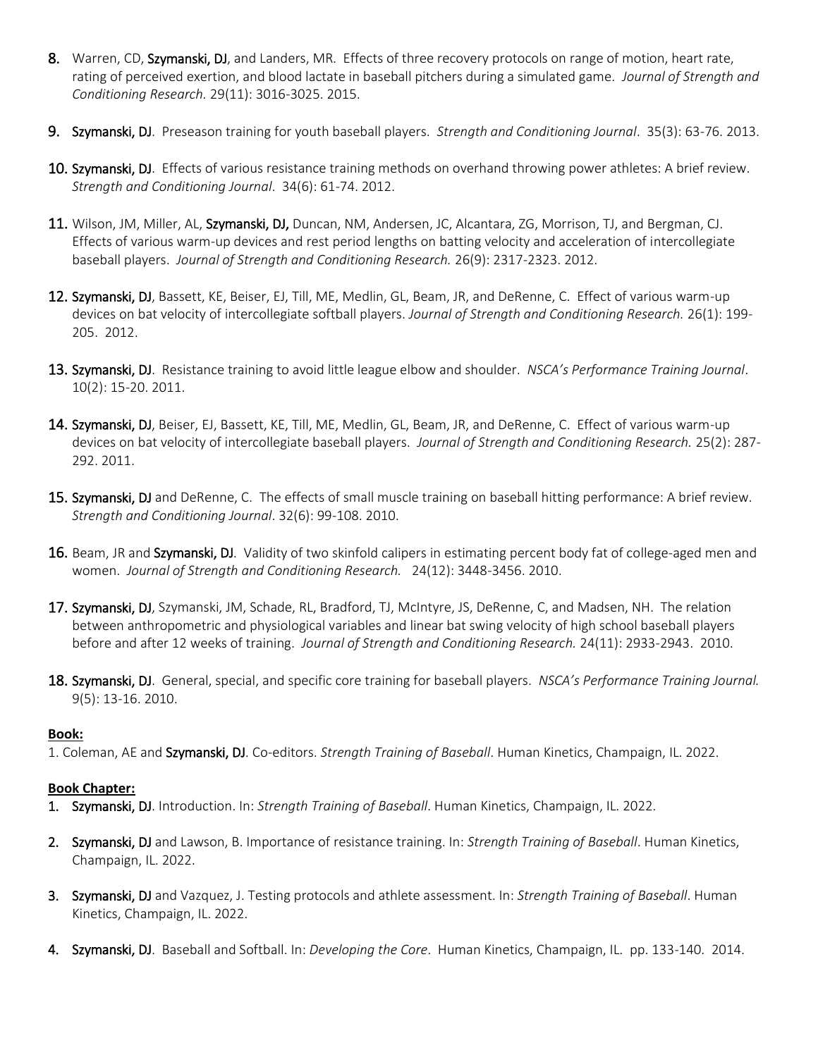8. Warren, CD, **Szymanski, DJ**, and Landers, MR. Effects of three recovery protocols on range of motion, heart rate, rating of perceived exertion, and blood lactate in baseball pitchers during a simulated game. *Journal of Strength and Conditioning Research.* 29(11): 3016-3025. 2015.

9. **Szymanski, DJ**. Preseason training for youth baseball players. *Strength and Conditioning Journal*. 35(3): 63-76. 2013.

10. **Szymanski, DJ**. Effects of various resistance training methods on overhand throwing power athletes: A brief review. *Strength and Conditioning Journal*. 34(6): 61-74. 2012.

11. Wilson, JM, Miller, AL, **Szymanski, DJ,** Duncan, NM, Andersen, JC, Alcantara, ZG, Morrison, TJ, and Bergman, CJ. Effects of various warm-up devices and rest period lengths on batting velocity and acceleration of intercollegiate baseball players. *Journal of Strength and Conditioning Research.* 26(9): 2317-2323. 2012.

12. **Szymanski, DJ**, Bassett, KE, Beiser, EJ, Till, ME, Medlin, GL, Beam, JR, and DeRenne, C. Effect of various warm-up devices on bat velocity of intercollegiate softball players. *Journal of Strength and Conditioning Research.* 26(1): 199-205. 2012.

13. **Szymanski, DJ**. Resistance training to avoid little league elbow and shoulder. *NSCA's Performance Training Journal*. 10(2): 15-20. 2011.

14. **Szymanski, DJ**, Beiser, EJ, Bassett, KE, Till, ME, Medlin, GL, Beam, JR, and DeRenne, C. Effect of various warm-up devices on bat velocity of intercollegiate baseball players. *Journal of Strength and Conditioning Research.* 25(2): 287-292. 2011.

15. **Szymanski, DJ** and DeRenne, C. The effects of small muscle training on baseball hitting performance: A brief review. *Strength and Conditioning Journal*. 32(6): 99-108. 2010.

16. Beam, JR and **Szymanski, DJ**. Validity of two skinfold calipers in estimating percent body fat of college-aged men and women. *Journal of Strength and Conditioning Research.* 24(12): 3448-3456. 2010.

17. **Szymanski, DJ**, Szymanski, JM, Schade, RL, Bradford, TJ, McIntyre, JS, DeRenne, C, and Madsen, NH. The relation between anthropometric and physiological variables and linear bat swing velocity of high school baseball players before and after 12 weeks of training. *Journal of Strength and Conditioning Research.* 24(11): 2933-2943. 2010.

18. **Szymanski, DJ**. General, special, and specific core training for baseball players. *NSCA's Performance Training Journal.* 9(5): 13-16. 2010.

**Book:**

1. Coleman, AE and **Szymanski, DJ**. Co-editors. *Strength Training of Baseball*. Human Kinetics, Champaign, IL. 2022.

**Book Chapter:**

1. **Szymanski, DJ**. Introduction. In: *Strength Training of Baseball*. Human Kinetics, Champaign, IL. 2022.

2. **Szymanski, DJ** and Lawson, B. Importance of resistance training. In: *Strength Training of Baseball*. Human Kinetics, Champaign, IL. 2022.

3. **Szymanski, DJ** and Vazquez, J. Testing protocols and athlete assessment. In: *Strength Training of Baseball*. Human Kinetics, Champaign, IL. 2022.

4. **Szymanski, DJ**. Baseball and Softball. In: *Developing the Core*. Human Kinetics, Champaign, IL. pp. 133-140. 2014.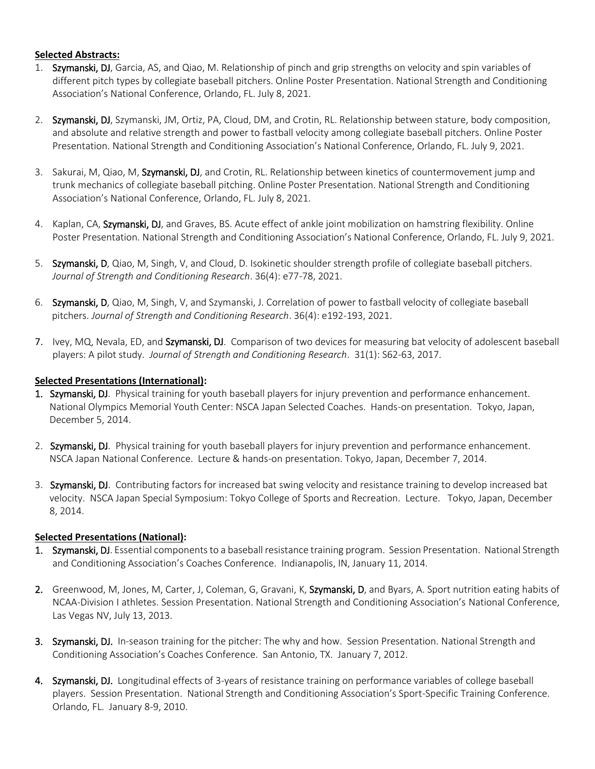**Selected Abstracts:**

1. **Szymanski, DJ**, Garcia, AS, and Qiao, M. Relationship of pinch and grip strengths on velocity and spin variables of different pitch types by collegiate baseball pitchers. Online Poster Presentation. National Strength and Conditioning Association's National Conference, Orlando, FL. July 8, 2021.

2. **Szymanski, DJ**, Szymanski, JM, Ortiz, PA, Cloud, DM, and Crotin, RL. Relationship between stature, body composition, and absolute and relative strength and power to fastball velocity among collegiate baseball pitchers. Online Poster Presentation. National Strength and Conditioning Association's National Conference, Orlando, FL. July 9, 2021.

3. Sakurai, M, Qiao, M, **Szymanski, DJ**, and Crotin, RL. Relationship between kinetics of countermovement jump and trunk mechanics of collegiate baseball pitching. Online Poster Presentation. National Strength and Conditioning Association's National Conference, Orlando, FL. July 8, 2021.

4. Kaplan, CA, **Szymanski, DJ**, and Graves, BS. Acute effect of ankle joint mobilization on hamstring flexibility. Online Poster Presentation. National Strength and Conditioning Association's National Conference, Orlando, FL. July 9, 2021.

5. **Szymanski, D**, Qiao, M, Singh, V, and Cloud, D. Isokinetic shoulder strength profile of collegiate baseball pitchers. *Journal of Strength and Conditioning Research*. 36(4): e77-78, 2021.

6. **Szymanski, D**, Qiao, M, Singh, V, and Szymanski, J. Correlation of power to fastball velocity of collegiate baseball pitchers. *Journal of Strength and Conditioning Research*. 36(4): e192-193, 2021.

7. Ivey, MQ, Nevala, ED, and **Szymanski, DJ**. Comparison of two devices for measuring bat velocity of adolescent baseball players: A pilot study. *Journal of Strength and Conditioning Research*. 31(1): S62-63, 2017.

**Selected Presentations (International):**

1. **Szymanski, DJ**. Physical training for youth baseball players for injury prevention and performance enhancement. National Olympics Memorial Youth Center: NSCA Japan Selected Coaches. Hands-on presentation. Tokyo, Japan, December 5, 2014.

2. **Szymanski, DJ**. Physical training for youth baseball players for injury prevention and performance enhancement. NSCA Japan National Conference. Lecture & hands-on presentation. Tokyo, Japan, December 7, 2014.

3. **Szymanski, DJ**. Contributing factors for increased bat swing velocity and resistance training to develop increased bat velocity. NSCA Japan Special Symposium: Tokyo College of Sports and Recreation. Lecture. Tokyo, Japan, December 8, 2014.

**Selected Presentations (National):**

1. **Szymanski, DJ**. Essential components to a baseball resistance training program. Session Presentation. National Strength and Conditioning Association's Coaches Conference. Indianapolis, IN, January 11, 2014.

2. Greenwood, M, Jones, M, Carter, J, Coleman, G, Gravani, K, **Szymanski, D**, and Byars, A. Sport nutrition eating habits of NCAA-Division I athletes. Session Presentation. National Strength and Conditioning Association's National Conference, Las Vegas NV, July 13, 2013.

3. **Szymanski, DJ.** In-season training for the pitcher: The why and how. Session Presentation. National Strength and Conditioning Association's Coaches Conference. San Antonio, TX. January 7, 2012.

4. **Szymanski, DJ.** Longitudinal effects of 3-years of resistance training on performance variables of college baseball players. Session Presentation. National Strength and Conditioning Association's Sport-Specific Training Conference. Orlando, FL. January 8-9, 2010.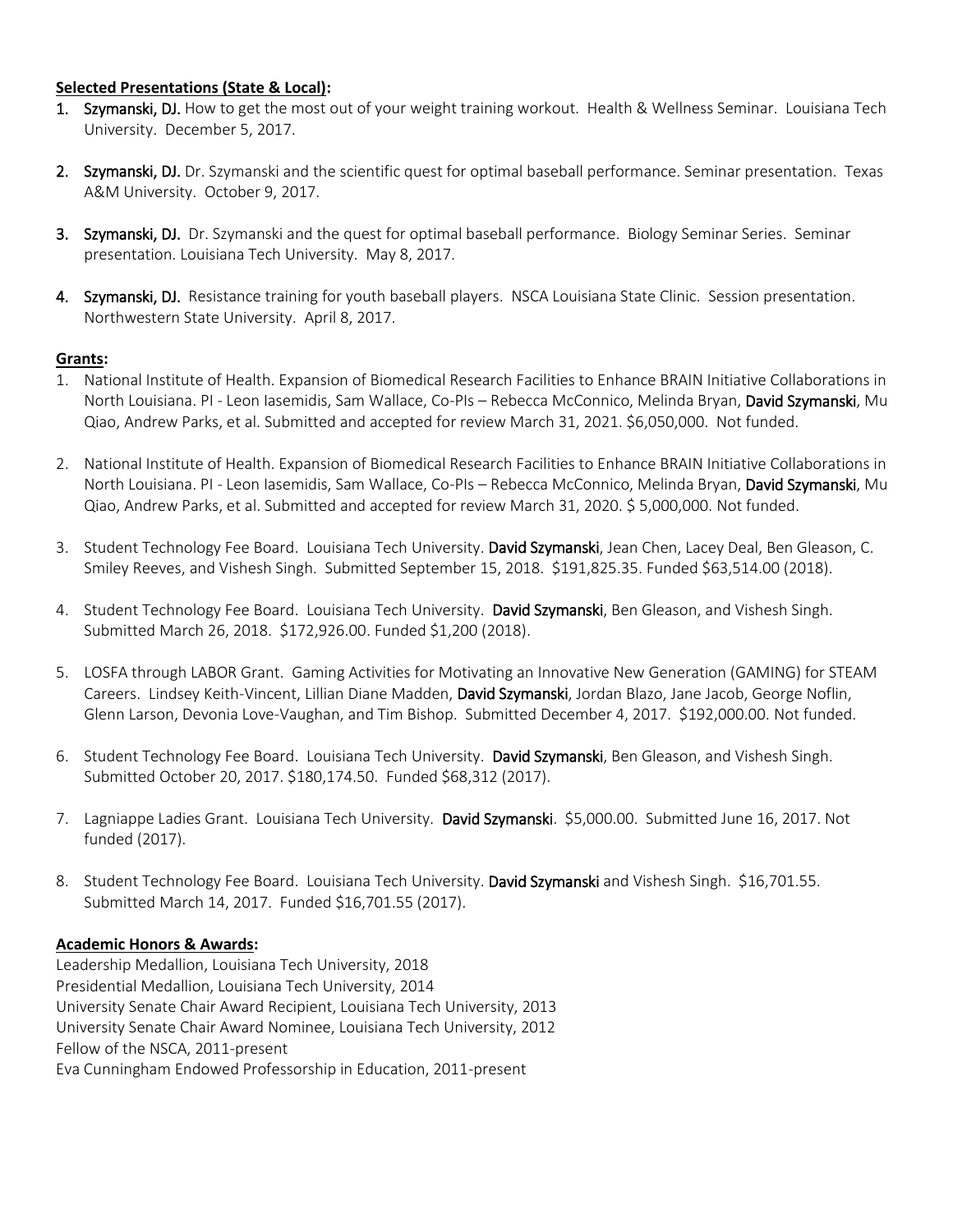**Selected Presentations (State & Local):**

1. **Szymanski, DJ.** How to get the most out of your weight training workout. Health & Wellness Seminar. Louisiana Tech University. December 5, 2017.

2. **Szymanski, DJ.** Dr. Szymanski and the scientific quest for optimal baseball performance. Seminar presentation. Texas A&M University. October 9, 2017.

3. **Szymanski, DJ.** Dr. Szymanski and the quest for optimal baseball performance. Biology Seminar Series. Seminar presentation. Louisiana Tech University. May 8, 2017.

4. **Szymanski, DJ.** Resistance training for youth baseball players. NSCA Louisiana State Clinic. Session presentation. Northwestern State University. April 8, 2017.

**Grants:**

1. National Institute of Health. Expansion of Biomedical Research Facilities to Enhance BRAIN Initiative Collaborations in North Louisiana. PI - Leon Iasemidis, Sam Wallace, Co-PIs – Rebecca McConnico, Melinda Bryan, **David Szymanski**, Mu Qiao, Andrew Parks, et al. Submitted and accepted for review March 31, 2021. $6,050,000. Not funded.

2. National Institute of Health. Expansion of Biomedical Research Facilities to Enhance BRAIN Initiative Collaborations in North Louisiana. PI - Leon Iasemidis, Sam Wallace, Co-PIs – Rebecca McConnico, Melinda Bryan, **David Szymanski**, Mu Qiao, Andrew Parks, et al. Submitted and accepted for review March 31, 2020. $ 5,000,000. Not funded.

3. Student Technology Fee Board. Louisiana Tech University. **David Szymanski**, Jean Chen, Lacey Deal, Ben Gleason, C. Smiley Reeves, and Vishesh Singh. Submitted September 15, 2018. $191,825.35. Funded $63,514.00 (2018).

4. Student Technology Fee Board. Louisiana Tech University. **David Szymanski**, Ben Gleason, and Vishesh Singh. Submitted March 26, 2018. $172,926.00. Funded $1,200 (2018).

5. LOSFA through LABOR Grant. Gaming Activities for Motivating an Innovative New Generation (GAMING) for STEAM Careers. Lindsey Keith-Vincent, Lillian Diane Madden, **David Szymanski**, Jordan Blazo, Jane Jacob, George Noflin, Glenn Larson, Devonia Love-Vaughan, and Tim Bishop. Submitted December 4, 2017. $192,000.00. Not funded.

6. Student Technology Fee Board. Louisiana Tech University. **David Szymanski**, Ben Gleason, and Vishesh Singh. Submitted October 20, 2017. $180,174.50. Funded $68,312 (2017).

7. Lagniappe Ladies Grant. Louisiana Tech University. **David Szymanski**. $5,000.00. Submitted June 16, 2017. Not funded (2017).

8. Student Technology Fee Board. Louisiana Tech University. **David Szymanski** and Vishesh Singh. $16,701.55. Submitted March 14, 2017. Funded $16,701.55 (2017).

**Academic Honors & Awards:**

Leadership Medallion, Louisiana Tech University, 2018
Presidential Medallion, Louisiana Tech University, 2014
University Senate Chair Award Recipient, Louisiana Tech University, 2013
University Senate Chair Award Nominee, Louisiana Tech University, 2012
Fellow of the NSCA, 2011-present
Eva Cunningham Endowed Professorship in Education, 2011-present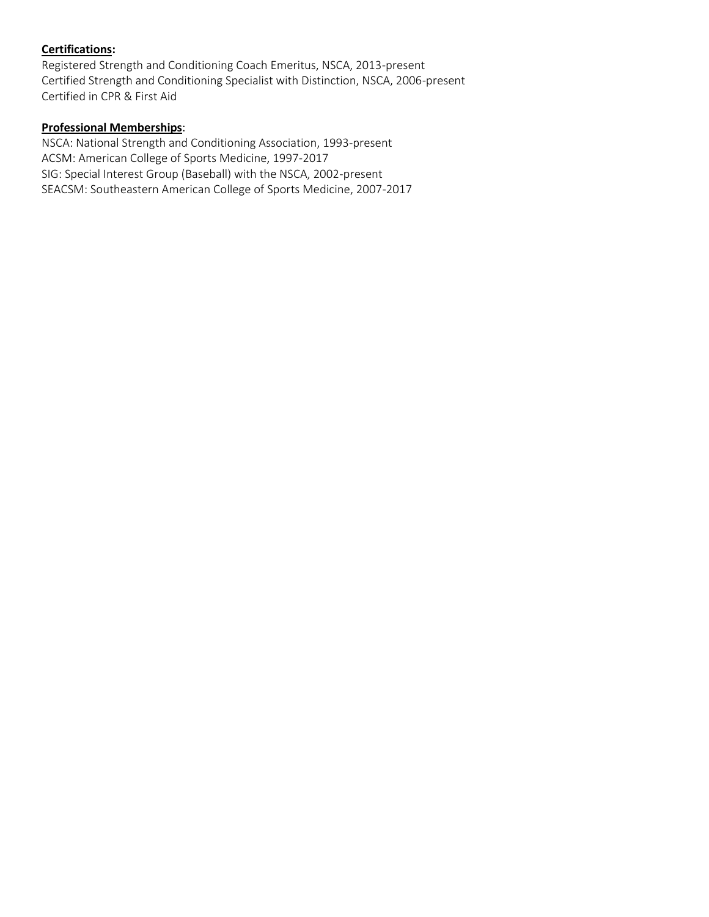**Certifications:**

Registered Strength and Conditioning Coach Emeritus, NSCA, 2013-present
Certified Strength and Conditioning Specialist with Distinction, NSCA, 2006-present
Certified in CPR & First Aid

**Professional Memberships**:

NSCA: National Strength and Conditioning Association, 1993-present
ACSM: American College of Sports Medicine, 1997-2017
SIG: Special Interest Group (Baseball) with the NSCA, 2002-present
SEACSM: Southeastern American College of Sports Medicine, 2007-2017